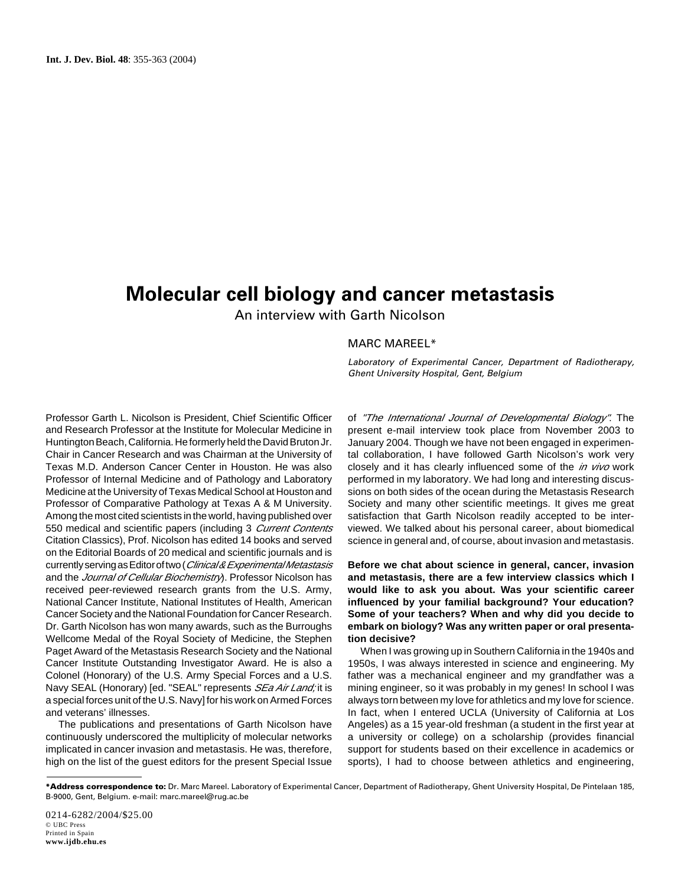# Molecular cell biology and cancer metastasis

An interview with Garth Nicolson

MARC MAREEL*

*Laboratory of Experimental Cancer, Department of Radiotherapy, Ghent University Hospital, Gent, Belgium*

Professor Garth L. Nicolson is President, Chief Scientific Officer and Research Professor at the Institute for Molecular Medicine in Huntington Beach, California. He formerly held the David Bruton Jr. Chair in Cancer Research and was Chairman at the University of Texas M.D. Anderson Cancer Center in Houston. He was also Professor of Internal Medicine and of Pathology and Laboratory Medicine at the University of Texas Medical School at Houston and Professor of Comparative Pathology at Texas A & M University. Among the most cited scientists in the world, having published over 550 medical and scientific papers (including 3 *Current Contents* Citation Classics), Prof. Nicolson has edited 14 books and served on the Editorial Boards of 20 medical and scientific journals and is currently serving as Editor of two (*Clinical & Experimental Metastasis* and the *Journal of Cellular Biochemistry*). Professor Nicolson has received peer-reviewed research grants from the U.S. Army, National Cancer Institute, National Institutes of Health, American Cancer Society and the National Foundation for Cancer Research. Dr. Garth Nicolson has won many awards, such as the Burroughs Wellcome Medal of the Royal Society of Medicine, the Stephen Paget Award of the Metastasis Research Society and the National Cancer Institute Outstanding Investigator Award. He is also a Colonel (Honorary) of the U.S. Army Special Forces and a U.S. Navy SEAL (Honorary) [ed. "SEAL" represents *SEa Air Land;* it is a special forces unit of the U.S. Navy] for his work on Armed Forces and veterans' illnesses.

The publications and presentations of Garth Nicolson have continuously underscored the multiplicity of molecular networks implicated in cancer invasion and metastasis. He was, therefore, high on the list of the guest editors for the present Special Issue of *"The International Journal of Developmental Biology"*. The present e-mail interview took place from November 2003 to January 2004. Though we have not been engaged in experimental collaboration, I have followed Garth Nicolson's work very closely and it has clearly influenced some of the *in vivo* work performed in my laboratory. We had long and interesting discussions on both sides of the ocean during the Metastasis Research Society and many other scientific meetings. It gives me great satisfaction that Garth Nicolson readily accepted to be interviewed. We talked about his personal career, about biomedical science in general and, of course, about invasion and metastasis.

**Before we chat about science in general, cancer, invasion and metastasis, there are a few interview classics which I would like to ask you about. Was your scientific career influenced by your familial background? Your education? Some of your teachers? When and why did you decide to embark on biology? Was any written paper or oral presentation decisive?**

When I was growing up in Southern California in the 1940s and 1950s, I was always interested in science and engineering. My father was a mechanical engineer and my grandfather was a mining engineer, so it was probably in my genes! In school I was always torn between my love for athletics and my love for science. In fact, when I entered UCLA (University of California at Los Angeles) as a 15 year-old freshman (a student in the first year at a university or college) on a scholarship (provides financial support for students based on their excellence in academics or sports), I had to choose between athletics and engineering,

---

***Address correspondence to:** Dr. Marc Mareel. Laboratory of Experimental Cancer, Department of Radiotherapy, Ghent University Hospital, De Pintelaan 185, B-9000, Gent, Belgium. e-mail: marc.mareel@rug.ac.be

0214-6282/2004/$25.00
© UBC Press
Printed in Spain
www.ijdb.ehu.es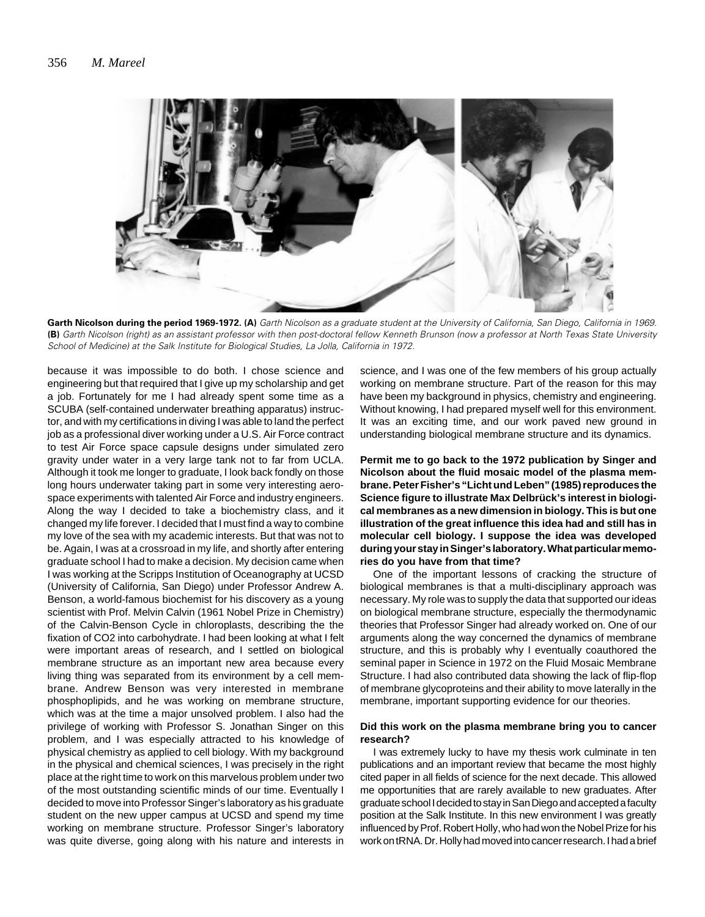**Garth Nicolson during the period 1969-1972. (A)** *Garth Nicolson as a graduate student at the University of California, San Diego, California in 1969.* **(B)** *Garth Nicolson (right) as an assistant professor with then post-doctoral fellow Kenneth Brunson (now a professor at North Texas State University School of Medicine) at the Salk Institute for Biological Studies, La Jolla, California in 1972.*

because it was impossible to do both. I chose science and engineering but that required that I give up my scholarship and get a job. Fortunately for me I had already spent some time as a SCUBA (self-contained underwater breathing apparatus) instructor, and with my certifications in diving I was able to land the perfect job as a professional diver working under a U.S. Air Force contract to test Air Force space capsule designs under simulated zero gravity under water in a very large tank not to far from UCLA. Although it took me longer to graduate, I look back fondly on those long hours underwater taking part in some very interesting aerospace experiments with talented Air Force and industry engineers. Along the way I decided to take a biochemistry class, and it changed my life forever. I decided that I must find a way to combine my love of the sea with my academic interests. But that was not to be. Again, I was at a crossroad in my life, and shortly after entering graduate school I had to make a decision. My decision came when I was working at the Scripps Institution of Oceanography at UCSD (University of California, San Diego) under Professor Andrew A. Benson, a world-famous biochemist for his discovery as a young scientist with Prof. Melvin Calvin (1961 Nobel Prize in Chemistry) of the Calvin-Benson Cycle in chloroplasts, describing the the fixation of $CO2$ into carbohydrate. I had been looking at what I felt were important areas of research, and I settled on biological membrane structure as an important new area because every living thing was separated from its environment by a cell membrane. Andrew Benson was very interested in membrane phosphoplipids, and he was working on membrane structure, which was at the time a major unsolved problem. I also had the privilege of working with Professor S. Jonathan Singer on this problem, and I was especially attracted to his knowledge of physical chemistry as applied to cell biology. With my background in the physical and chemical sciences, I was precisely in the right place at the right time to work on this marvelous problem under two of the most outstanding scientific minds of our time. Eventually I decided to move into Professor Singer's laboratory as his graduate student on the new upper campus at UCSD and spend my time working on membrane structure. Professor Singer's laboratory was quite diverse, going along with his nature and interests in science, and I was one of the few members of his group actually working on membrane structure. Part of the reason for this may have been my background in physics, chemistry and engineering. Without knowing, I had prepared myself well for this environment. It was an exciting time, and our work paved new ground in understanding biological membrane structure and its dynamics.

**Permit me to go back to the 1972 publication by Singer and Nicolson about the fluid mosaic model of the plasma membrane. Peter Fisher's "Licht und Leben" (1985) reproduces the Science figure to illustrate Max Delbrück's interest in biological membranes as a new dimension in biology. This is but one illustration of the great influence this idea had and still has in molecular cell biology. I suppose the idea was developed during your stay in Singer's laboratory. What particular memories do you have from that time?**

One of the important lessons of cracking the structure of biological membranes is that a multi-disciplinary approach was necessary. My role was to supply the data that supported our ideas on biological membrane structure, especially the thermodynamic theories that Professor Singer had already worked on. One of our arguments along the way concerned the dynamics of membrane structure, and this is probably why I eventually coauthored the seminal paper in Science in 1972 on the Fluid Mosaic Membrane Structure. I had also contributed data showing the lack of flip-flop of membrane glycoproteins and their ability to move laterally in the membrane, important supporting evidence for our theories.

**Did this work on the plasma membrane bring you to cancer research?**

I was extremely lucky to have my thesis work culminate in ten publications and an important review that became the most highly cited paper in all fields of science for the next decade. This allowed me opportunities that are rarely available to new graduates. After graduate school I decided to stay in San Diego and accepted a faculty position at the Salk Institute. In this new environment I was greatly influenced by Prof. Robert Holly, who had won the Nobel Prize for his work on tRNA. Dr. Holly had moved into cancer research. I had a brief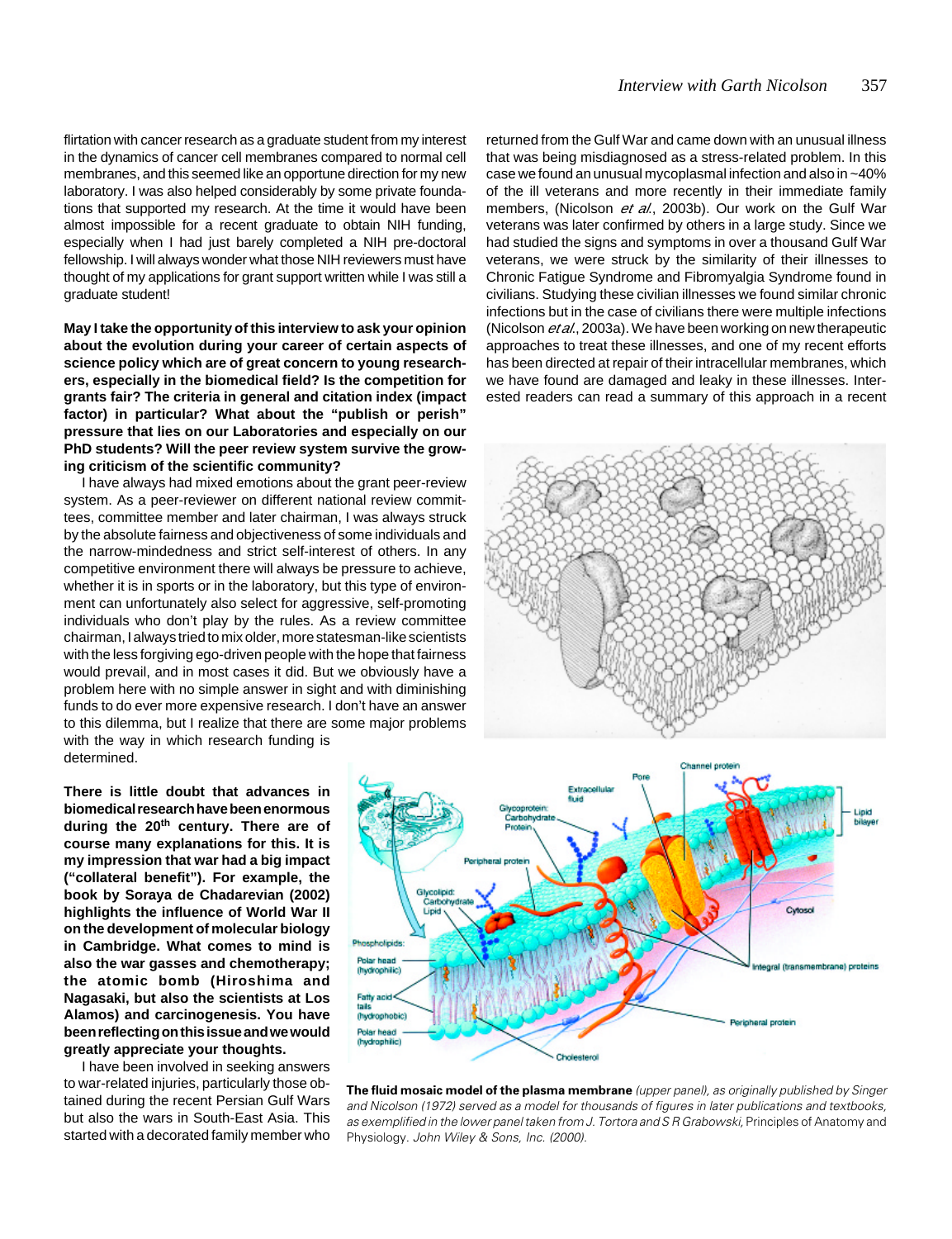flirtation with cancer research as a graduate student from my interest in the dynamics of cancer cell membranes compared to normal cell membranes, and this seemed like an opportune direction for my new laboratory. I was also helped considerably by some private foundations that supported my research. At the time it would have been almost impossible for a recent graduate to obtain NIH funding, especially when I had just barely completed a NIH pre-doctoral fellowship. I will always wonder what those NIH reviewers must have thought of my applications for grant support written while I was still a graduate student!

**May I take the opportunity of this interview to ask your opinion about the evolution during your career of certain aspects of science policy which are of great concern to young researchers, especially in the biomedical field? Is the competition for grants fair? The criteria in general and citation index (impact factor) in particular? What about the "publish or perish" pressure that lies on our Laboratories and especially on our PhD students? Will the peer review system survive the growing criticism of the scientific community?**

I have always had mixed emotions about the grant peer-review system. As a peer-reviewer on different national review committees, committee member and later chairman, I was always struck by the absolute fairness and objectiveness of some individuals and the narrow-mindedness and strict self-interest of others. In any competitive environment there will always be pressure to achieve, whether it is in sports or in the laboratory, but this type of environment can unfortunately also select for aggressive, self-promoting individuals who don't play by the rules. As a review committee chairman, I always tried to mix older, more statesman-like scientists with the less forgiving ego-driven people with the hope that fairness would prevail, and in most cases it did. But we obviously have a problem here with no simple answer in sight and with diminishing funds to do ever more expensive research. I don't have an answer to this dilemma, but I realize that there are some major problems with the way in which research funding is determined.

**There is little doubt that advances in biomedical research have been enormous during the 20th century. There are of course many explanations for this. It is my impression that war had a big impact ("collateral benefit"). For example, the book by Soraya de Chadarevian (2002) highlights the influence of World War II on the development of molecular biology in Cambridge. What comes to mind is also the war gasses and chemotherapy; the atomic bomb (Hiroshima and Nagasaki, but also the scientists at Los Alamos) and carcinogenesis. You have been reflecting on this issue and we would greatly appreciate your thoughts.**

I have been involved in seeking answers to war-related injuries, particularly those obtained during the recent Persian Gulf Wars but also the wars in South-East Asia. This started with a decorated family member who returned from the Gulf War and came down with an unusual illness that was being misdiagnosed as a stress-related problem. In this case we found an unusual mycoplasmal infection and also in ~40% of the ill veterans and more recently in their immediate family members, (Nicolson *et al.*, 2003b). Our work on the Gulf War veterans was later confirmed by others in a large study. Since we had studied the signs and symptoms in over a thousand Gulf War veterans, we were struck by the similarity of their illnesses to Chronic Fatigue Syndrome and Fibromyalgia Syndrome found in civilians. Studying these civilian illnesses we found similar chronic infections but in the case of civilians there were multiple infections (Nicolson *et al.*, 2003a). We have been working on new therapeutic approaches to treat these illnesses, and one of my recent efforts has been directed at repair of their intracellular membranes, which we have found are damaged and leaky in these illnesses. Interested readers can read a summary of this approach in a recent

**The fluid mosaic model of the plasma membrane** *(upper panel), as originally published by Singer and Nicolson (1972) served as a model for thousands of figures in later publications and textbooks, as exemplified in the lower panel taken from J. Tortora and S R Grabowski,* Principles of Anatomy and Physiology. *John Wiley & Sons, Inc. (2000).*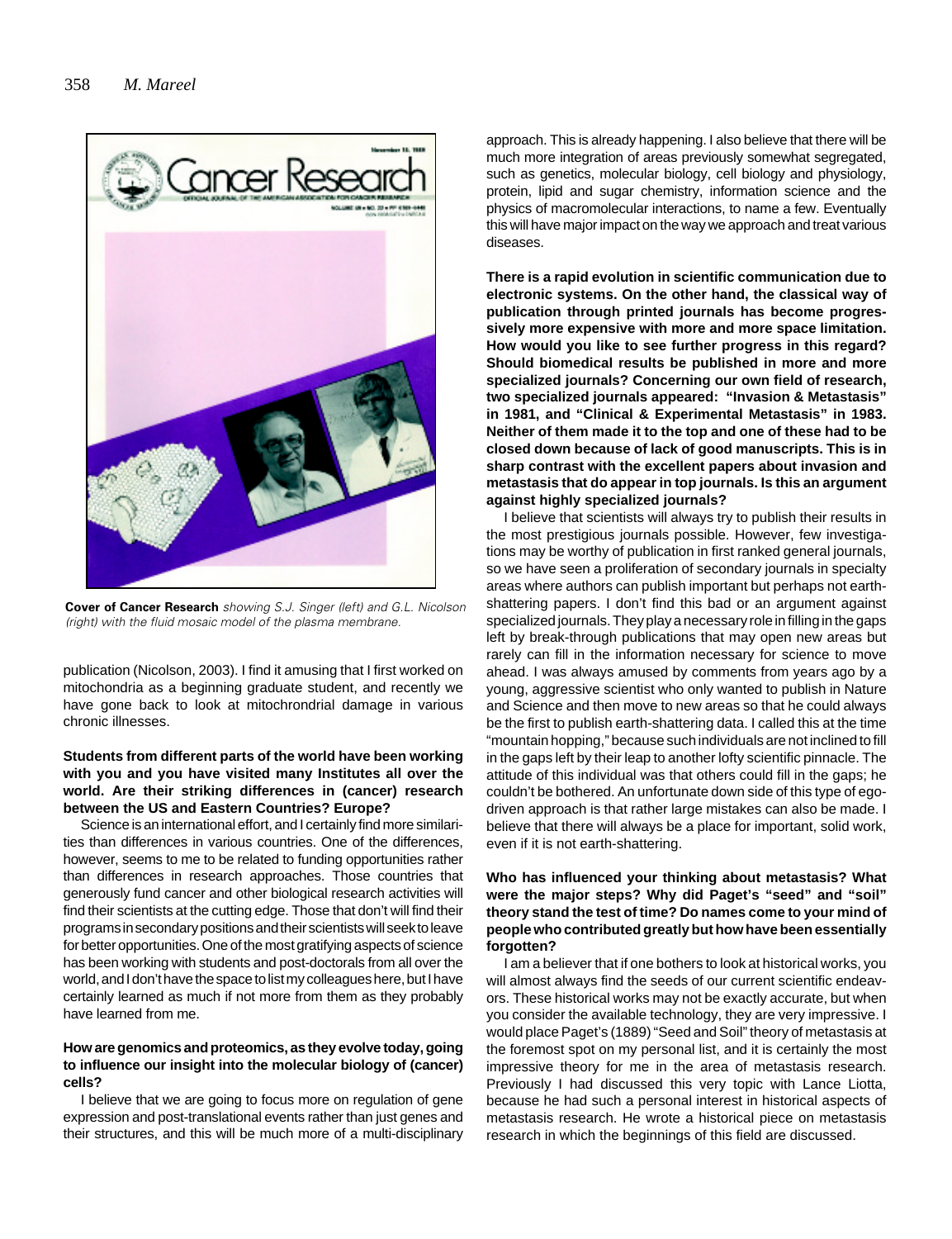**Cover of Cancer Research** *showing S.J. Singer (left) and G.L. Nicolson (right) with the fluid mosaic model of the plasma membrane.*

publication (Nicolson, 2003). I find it amusing that I first worked on mitochondria as a beginning graduate student, and recently we have gone back to look at mitochrondrial damage in various chronic illnesses.

**Students from different parts of the world have been working with you and you have visited many Institutes all over the world. Are their striking differences in (cancer) research between the US and Eastern Countries? Europe?**

Science is an international effort, and I certainly find more similarities than differences in various countries. One of the differences, however, seems to me to be related to funding opportunities rather than differences in research approaches. Those countries that generously fund cancer and other biological research activities will find their scientists at the cutting edge. Those that don't will find their programs in secondary positions and their scientists will seek to leave for better opportunities. One of the most gratifying aspects of science has been working with students and post-doctorals from all over the world, and I don't have the space to list my colleagues here, but I have certainly learned as much if not more from them as they probably have learned from me.

**How are genomics and proteomics, as they evolve today, going to influence our insight into the molecular biology of (cancer) cells?**

I believe that we are going to focus more on regulation of gene expression and post-translational events rather than just genes and their structures, and this will be much more of a multi-disciplinary approach. This is already happening. I also believe that there will be much more integration of areas previously somewhat segregated, such as genetics, molecular biology, cell biology and physiology, protein, lipid and sugar chemistry, information science and the physics of macromolecular interactions, to name a few. Eventually this will have major impact on the way we approach and treat various diseases.

**There is a rapid evolution in scientific communication due to electronic systems. On the other hand, the classical way of publication through printed journals has become progressively more expensive with more and more space limitation. How would you like to see further progress in this regard? Should biomedical results be published in more and more specialized journals? Concerning our own field of research, two specialized journals appeared: "Invasion & Metastasis" in 1981, and "Clinical & Experimental Metastasis" in 1983. Neither of them made it to the top and one of these had to be closed down because of lack of good manuscripts. This is in sharp contrast with the excellent papers about invasion and metastasis that do appear in top journals. Is this an argument against highly specialized journals?**

I believe that scientists will always try to publish their results in the most prestigious journals possible. However, few investigations may be worthy of publication in first ranked general journals, so we have seen a proliferation of secondary journals in specialty areas where authors can publish important but perhaps not earth-shattering papers. I don't find this bad or an argument against specialized journals. They play a necessary role in filling in the gaps left by break-through publications that may open new areas but rarely can fill in the information necessary for science to move ahead. I was always amused by comments from years ago by a young, aggressive scientist who only wanted to publish in Nature and Science and then move to new areas so that he could always be the first to publish earth-shattering data. I called this at the time "mountain hopping," because such individuals are not inclined to fill in the gaps left by their leap to another lofty scientific pinnacle. The attitude of this individual was that others could fill in the gaps; he couldn't be bothered. An unfortunate down side of this type of ego-driven approach is that rather large mistakes can also be made. I believe that there will always be a place for important, solid work, even if it is not earth-shattering.

**Who has influenced your thinking about metastasis? What were the major steps? Why did Paget's "seed" and "soil" theory stand the test of time? Do names come to your mind of people who contributed greatly but how have been essentially forgotten?**

I am a believer that if one bothers to look at historical works, you will almost always find the seeds of our current scientific endeavors. These historical works may not be exactly accurate, but when you consider the available technology, they are very impressive. I would place Paget's (1889) "Seed and Soil" theory of metastasis at the foremost spot on my personal list, and it is certainly the most impressive theory for me in the area of metastasis research. Previously I had discussed this very topic with Lance Liotta, because he had such a personal interest in historical aspects of metastasis research. He wrote a historical piece on metastasis research in which the beginnings of this field are discussed.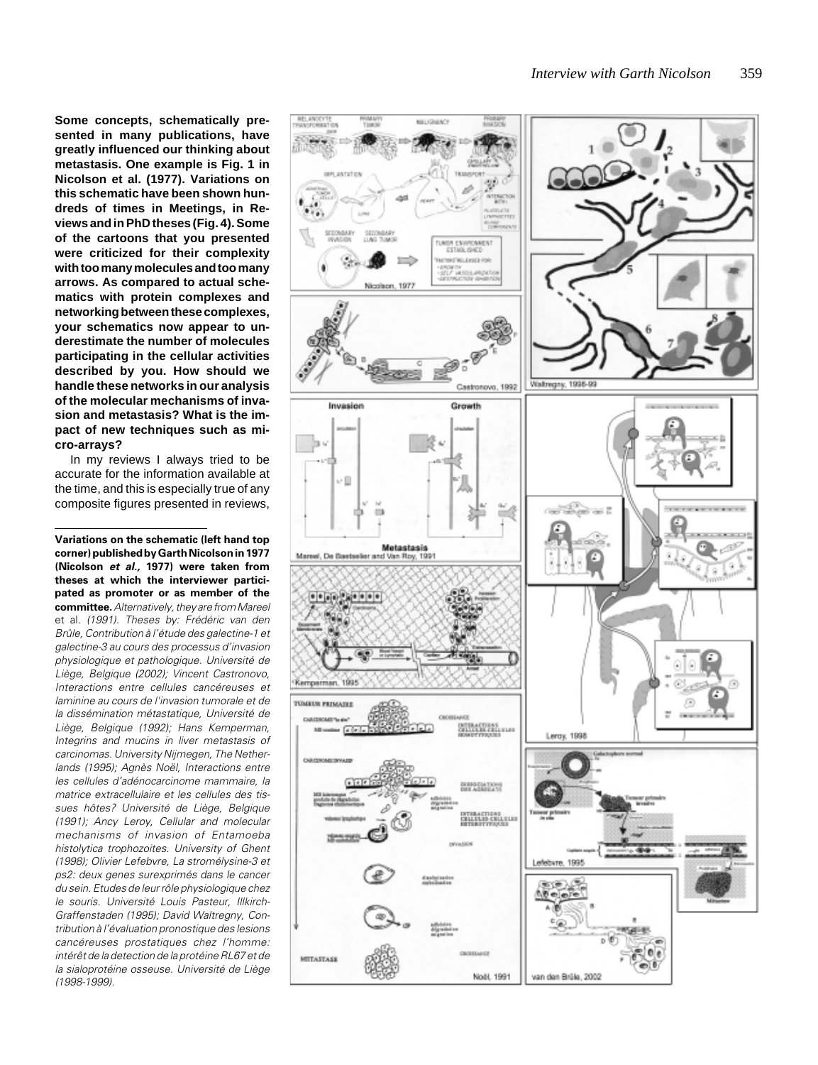**Some concepts, schematically presented in many publications, have greatly influenced our thinking about metastasis. One example is Fig. 1 in Nicolson et al. (1977). Variations on this schematic have been shown hundreds of times in Meetings, in Reviews and in PhD theses (Fig. 4). Some of the cartoons that you presented were criticized for their complexity with too many molecules and too many arrows. As compared to actual schematics with protein complexes and networking between these complexes, your schematics now appear to underestimate the number of molecules participating in the cellular activities described by you. How should we handle these networks in our analysis of the molecular mechanisms of invasion and metastasis? What is the impact of new techniques such as micro-arrays?**

In my reviews I always tried to be accurate for the information available at the time, and this is especially true of any composite figures presented in reviews,

**Variations on the schematic (left hand top corner) published by Garth Nicolson in 1977 (Nicolson *et al.,* 1977) were taken from theses at which the interviewer participated as promoter or as member of the committee.** *Alternatively, they are from Mareel* et al. *(1991). Theses by: Frédéric van den Brûle, Contribution à l'étude des galectine-1 et galectine-3 au cours des processus d'invasion physiologique et pathologique. Université de Liège, Belgique (2002); Vincent Castronovo, Interactions entre cellules cancéreuses et laminine au cours de l'invasion tumorale et de la dissémination métastatique, Université de Liège, Belgique (1992); Hans Kemperman, Integrins and mucins in liver metastasis of carcinomas. University Nijmegen, The Netherlands (1995); Agnès Noël, Interactions entre les cellules d'adénocarcinome mammaire, la matrice extracellulaire et les cellules des tissues hôtes? Université de Liège, Belgique (1991); Ancy Leroy, Cellular and molecular mechanisms of invasion of Entamoeba histolytica trophozoites. University of Ghent (1998); Olivier Lefebvre, La stromélysine-3 et ps2: deux genes surexprimés dans le cancer du sein. Etudes de leur rôle physiologique chez le souris. Université Louis Pasteur, Illkirch-Graffenstaden (1995); David Waltregny, Contribution à l'évaluation pronostique des lesions cancéreuses prostatiques chez l'homme: intérêt de la detection de la protéine RL67 et de la sialoprotéine osseuse. Université de Liège (1998-1999).*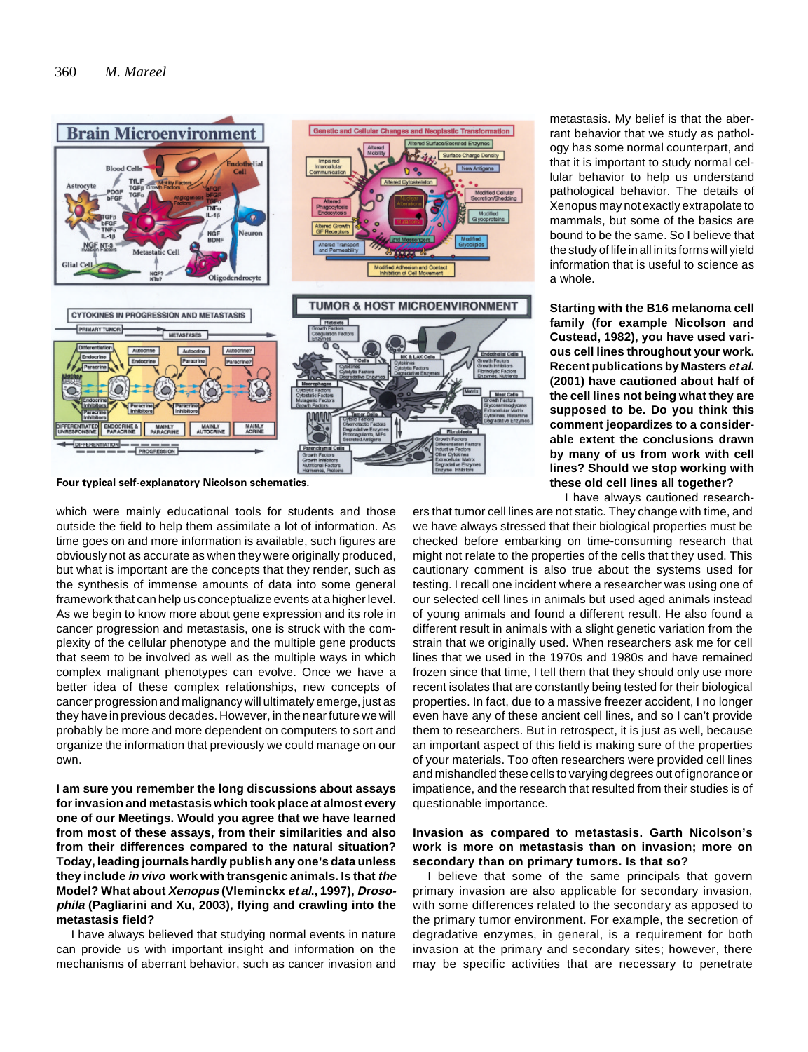Four typical self-explanatory Nicolson schematics.

which were mainly educational tools for students and those outside the field to help them assimilate a lot of information. As time goes on and more information is available, such figures are obviously not as accurate as when they were originally produced, but what is important are the concepts that they render, such as the synthesis of immense amounts of data into some general framework that can help us conceptualize events at a higher level. As we begin to know more about gene expression and its role in cancer progression and metastasis, one is struck with the complexity of the cellular phenotype and the multiple gene products that seem to be involved as well as the multiple ways in which complex malignant phenotypes can evolve. Once we have a better idea of these complex relationships, new concepts of cancer progression and malignancy will ultimately emerge, just as they have in previous decades. However, in the near future we will probably be more and more dependent on computers to sort and organize the information that previously we could manage on our own.

**I am sure you remember the long discussions about assays for invasion and metastasis which took place at almost every one of our Meetings. Would you agree that we have learned from most of these assays, from their similarities and also from their differences compared to the natural situation? Today, leading journals hardly publish any one's data unless they include *in vivo* work with transgenic animals. Is that *the* Model? What about *Xenopus* (Vleminckx *et al.*, 1997), *Drosophila* (Pagliarini and Xu, 2003), flying and crawling into the metastasis field?**

I have always believed that studying normal events in nature can provide us with important insight and information on the mechanisms of aberrant behavior, such as cancer invasion and metastasis. My belief is that the aberrant behavior that we study as pathology has some normal counterpart, and that it is important to study normal cellular behavior to help us understand pathological behavior. The details of Xenopus may not exactly extrapolate to mammals, but some of the basics are bound to be the same. So I believe that the study of life in all in its forms will yield information that is useful to science as a whole.

**Starting with the B16 melanoma cell family (for example Nicolson and Custead, 1982), you have used various cell lines throughout your work. Recent publications by Masters *et al.* (2001) have cautioned about half of the cell lines not being what they are supposed to be. Do you think this comment jeopardizes to a considerable extent the conclusions drawn by many of us from work with cell lines? Should we stop working with these old cell lines all together?**

I have always cautioned researchers that tumor cell lines are not static. They change with time, and we have always stressed that their biological properties must be checked before embarking on time-consuming research that might not relate to the properties of the cells that they used. This cautionary comment is also true about the systems used for testing. I recall one incident where a researcher was using one of our selected cell lines in animals but used aged animals instead of young animals and found a different result. He also found a different result in animals with a slight genetic variation from the strain that we originally used. When researchers ask me for cell lines that we used in the 1970s and 1980s and have remained frozen since that time, I tell them that they should only use more recent isolates that are constantly being tested for their biological properties. In fact, due to a massive freezer accident, I no longer even have any of these ancient cell lines, and so I can't provide them to researchers. But in retrospect, it is just as well, because an important aspect of this field is making sure of the properties of your materials. Too often researchers were provided cell lines and mishandled these cells to varying degrees out of ignorance or impatience, and the research that resulted from their studies is of questionable importance.

**Invasion as compared to metastasis. Garth Nicolson's work is more on metastasis than on invasion; more on secondary than on primary tumors. Is that so?**

I believe that some of the same principals that govern primary invasion are also applicable for secondary invasion, with some differences related to the secondary as apposed to the primary tumor environment. For example, the secretion of degradative enzymes, in general, is a requirement for both invasion at the primary and secondary sites; however, there may be specific activities that are necessary to penetrate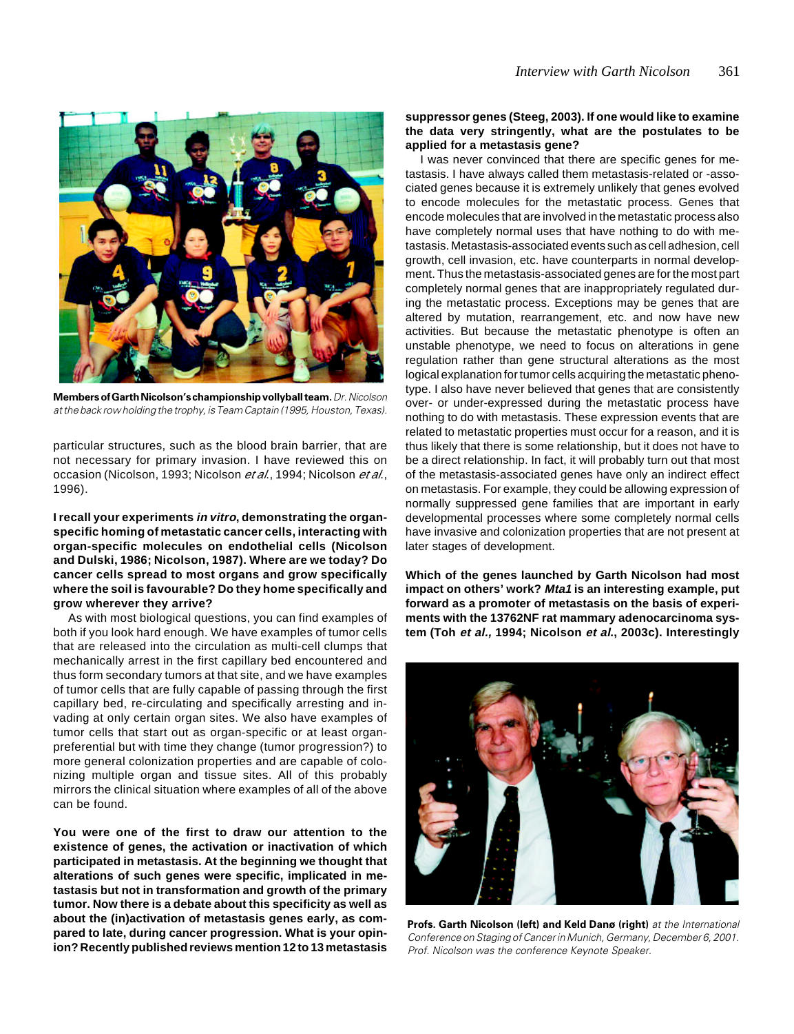**Members of Garth Nicolson's championship vollyball team.** *Dr. Nicolson at the back row holding the trophy, is Team Captain (1995, Houston, Texas).*

particular structures, such as the blood brain barrier, that are not necessary for primary invasion. I have reviewed this on occasion (Nicolson, 1993; Nicolson *et al.*, 1994; Nicolson *et al.*, 1996).

**I recall your experiments *in vitro*, demonstrating the organ-specific homing of metastatic cancer cells, interacting with organ-specific molecules on endothelial cells (Nicolson and Dulski, 1986; Nicolson, 1987). Where are we today? Do cancer cells spread to most organs and grow specifically where the soil is favourable? Do they home specifically and grow wherever they arrive?**

As with most biological questions, you can find examples of both if you look hard enough. We have examples of tumor cells that are released into the circulation as multi-cell clumps that mechanically arrest in the first capillary bed encountered and thus form secondary tumors at that site, and we have examples of tumor cells that are fully capable of passing through the first capillary bed, re-circulating and specifically arresting and invading at only certain organ sites. We also have examples of tumor cells that start out as organ-specific or at least organ-preferential but with time they change (tumor progression?) to more general colonization properties and are capable of colonizing multiple organ and tissue sites. All of this probably mirrors the clinical situation where examples of all of the above can be found.

**You were one of the first to draw our attention to the existence of genes, the activation or inactivation of which participated in metastasis. At the beginning we thought that alterations of such genes were specific, implicated in metastasis but not in transformation and growth of the primary tumor. Now there is a debate about this specificity as well as about the (in)activation of metastasis genes early, as compared to late, during cancer progression. What is your opinion? Recently published reviews mention 12 to 13 metastasis suppressor genes (Steeg, 2003). If one would like to examine the data very stringently, what are the postulates to be applied for a metastasis gene?**

I was never convinced that there are specific genes for metastasis. I have always called them metastasis-related or -associated genes because it is extremely unlikely that genes evolved to encode molecules for the metastatic process. Genes that encode molecules that are involved in the metastatic process also have completely normal uses that have nothing to do with metastasis. Metastasis-associated events such as cell adhesion, cell growth, cell invasion, etc. have counterparts in normal development. Thus the metastasis-associated genes are for the most part completely normal genes that are inappropriately regulated during the metastatic process. Exceptions may be genes that are altered by mutation, rearrangement, etc. and now have new activities. But because the metastatic phenotype is often an unstable phenotype, we need to focus on alterations in gene regulation rather than gene structural alterations as the most logical explanation for tumor cells acquiring the metastatic phenotype. I also have never believed that genes that are consistently over- or under-expressed during the metastatic process have nothing to do with metastasis. These expression events that are related to metastatic properties must occur for a reason, and it is thus likely that there is some relationship, but it does not have to be a direct relationship. In fact, it will probably turn out that most of the metastasis-associated genes have only an indirect effect on metastasis. For example, they could be allowing expression of normally suppressed gene families that are important in early developmental processes where some completely normal cells have invasive and colonization properties that are not present at later stages of development.

**Which of the genes launched by Garth Nicolson had most impact on others' work? *Mta1* is an interesting example, put forward as a promoter of metastasis on the basis of experiments with the 13762NF rat mammary adenocarcinoma system (Toh *et al.,* 1994; Nicolson *et al.*, 2003c). Interestingly**

**Profs. Garth Nicolson (left) and Keld Danø (right)** *at the International Conference on Staging of Cancer in Munich, Germany, December 6, 2001. Prof. Nicolson was the conference Keynote Speaker.*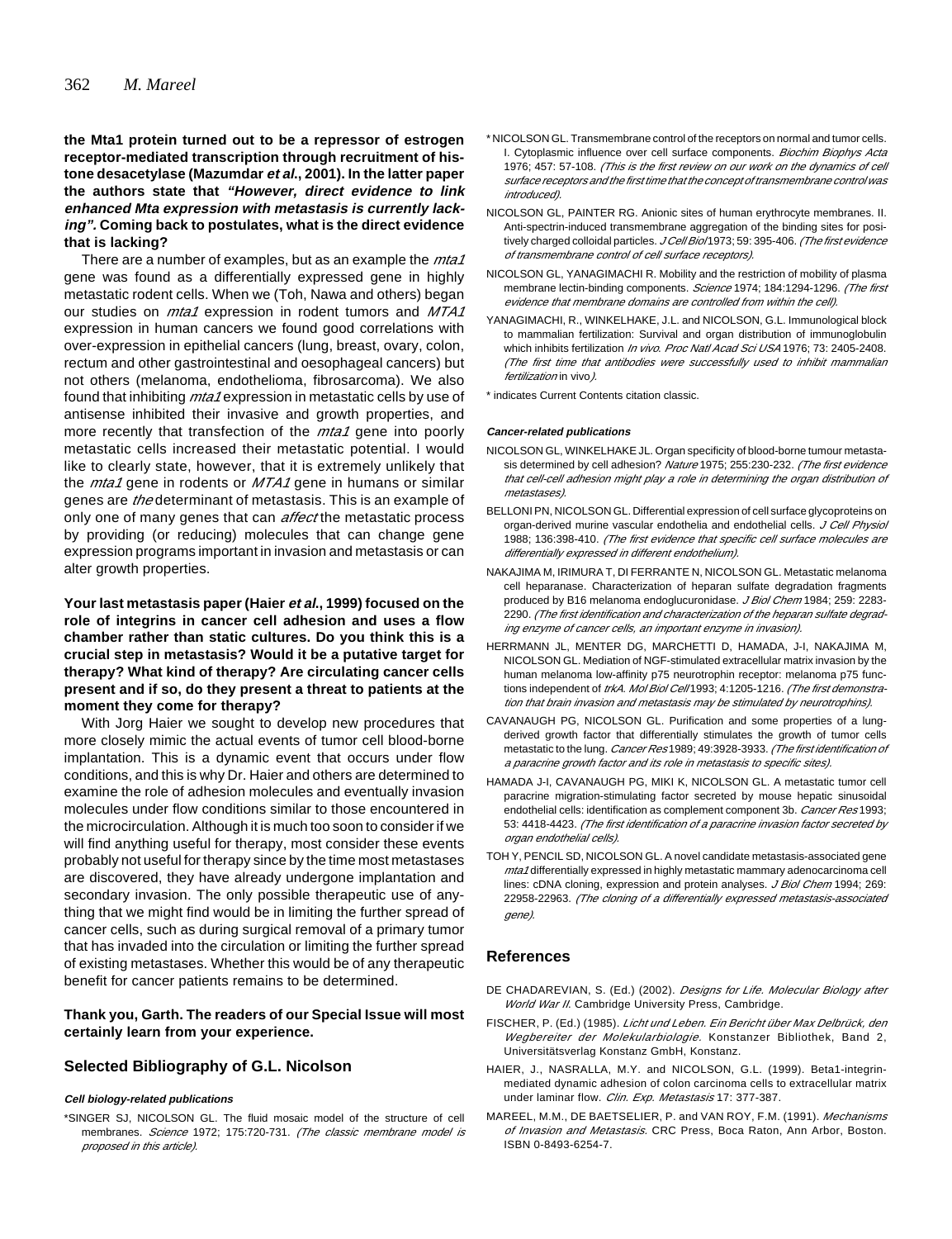**the Mta1 protein turned out to be a repressor of estrogen receptor-mediated transcription through recruitment of histone desacetylase (Mazumdar *et al.*, 2001). In the latter paper the authors state that *"However, direct evidence to link enhanced Mta expression with metastasis is currently lacking"*. Coming back to postulates, what is the direct evidence that is lacking?**

There are a number of examples, but as an example the *mta1* gene was found as a differentially expressed gene in highly metastatic rodent cells. When we (Toh, Nawa and others) began our studies on *mta1* expression in rodent tumors and *MTA1* expression in human cancers we found good correlations with over-expression in epithelial cancers (lung, breast, ovary, colon, rectum and other gastrointestinal and oesophageal cancers) but not others (melanoma, endothelioma, fibrosarcoma). We also found that inhibiting *mta1* expression in metastatic cells by use of antisense inhibited their invasive and growth properties, and more recently that transfection of the *mta1* gene into poorly metastatic cells increased their metastatic potential. I would like to clearly state, however, that it is extremely unlikely that the *mta1* gene in rodents or *MTA1* gene in humans or similar genes are *the* determinant of metastasis. This is an example of only one of many genes that can *affect* the metastatic process by providing (or reducing) molecules that can change gene expression programs important in invasion and metastasis or can alter growth properties.

**Your last metastasis paper (Haier *et al.*, 1999) focused on the role of integrins in cancer cell adhesion and uses a flow chamber rather than static cultures. Do you think this is a crucial step in metastasis? Would it be a putative target for therapy? What kind of therapy? Are circulating cancer cells present and if so, do they present a threat to patients at the moment they come for therapy?**

With Jorg Haier we sought to develop new procedures that more closely mimic the actual events of tumor cell blood-borne implantation. This is a dynamic event that occurs under flow conditions, and this is why Dr. Haier and others are determined to examine the role of adhesion molecules and eventually invasion molecules under flow conditions similar to those encountered in the microcirculation. Although it is much too soon to consider if we will find anything useful for therapy, most consider these events probably not useful for therapy since by the time most metastases are discovered, they have already undergone implantation and secondary invasion. The only possible therapeutic use of anything that we might find would be in limiting the further spread of cancer cells, such as during surgical removal of a primary tumor that has invaded into the circulation or limiting the further spread of existing metastases. Whether this would be of any therapeutic benefit for cancer patients remains to be determined.

**Thank you, Garth. The readers of our Special Issue will most certainly learn from your experience.**

## Selected Bibliography of G.L. Nicolson

##### Cell biology-related publications

*SINGER SJ, NICOLSON GL. The fluid mosaic model of the structure of cell membranes. *Science* 1972; 175:720-731. *(The classic membrane model is proposed in this article).*

*NICOLSON GL. Transmembrane control of the receptors on normal and tumor cells. I. Cytoplasmic influence over cell surface components. *Biochim Biophys Acta* 1976; 457: 57-108. *(This is the first review on our work on the dynamics of cell surface receptors and the first time that the concept of transmembrane control was introduced).*

NICOLSON GL, PAINTER RG. Anionic sites of human erythrocyte membranes. II. Anti-spectrin-induced transmembrane aggregation of the binding sites for positively charged colloidal particles. *J Cell Biol* 1973; 59: 395-406. *(The first evidence of transmembrane control of cell surface receptors).*

NICOLSON GL, YANAGIMACHI R. Mobility and the restriction of mobility of plasma membrane lectin-binding components. *Science* 1974; 184:1294-1296. *(The first evidence that membrane domains are controlled from within the cell).*

YANAGIMACHI, R., WINKELHAKE, J.L. and NICOLSON, G.L. Immunological block to mammalian fertilization: Survival and organ distribution of immunoglobulin which inhibits fertilization *In vivo*. *Proc Natl Acad Sci USA* 1976; 73: 2405-2408. *(The first time that antibodies were successfully used to inhibit mammalian fertilization* in vivo*).*

* indicates Current Contents citation classic.

##### Cancer-related publications

NICOLSON GL, WINKELHAKE JL. Organ specificity of blood-borne tumour metastasis determined by cell adhesion? *Nature* 1975; 255:230-232. *(The first evidence that cell-cell adhesion might play a role in determining the organ distribution of metastases).*

BELLONI PN, NICOLSON GL. Differential expression of cell surface glycoproteins on organ-derived murine vascular endothelia and endothelial cells. *J Cell Physiol* 1988; 136:398-410. *(The first evidence that specific cell surface molecules are differentially expressed in different endothelium).*

NAKAJIMA M, IRIMURA T, DI FERRANTE N, NICOLSON GL. Metastatic melanoma cell heparanase. Characterization of heparan sulfate degradation fragments produced by B16 melanoma endoglucuronidase. *J Biol Chem* 1984; 259: 2283-2290. *(The first identification and characterization of the heparan sulfate degrading enzyme of cancer cells, an important enzyme in invasion).*

HERRMANN JL, MENTER DG, MARCHETTI D, HAMADA, J-I, NAKAJIMA M, NICOLSON GL. Mediation of NGF-stimulated extracellular matrix invasion by the human melanoma low-affinity p75 neurotrophin receptor: melanoma p75 functions independent of *trkA*. *Mol Biol Cell* 1993; 4:1205-1216. *(The first demonstration that brain invasion and metastasis may be stimulated by neurotrophins).*

CAVANAUGH PG, NICOLSON GL. Purification and some properties of a lung-derived growth factor that differentially stimulates the growth of tumor cells metastatic to the lung. *Cancer Res* 1989; 49:3928-3933. *(The first identification of a paracrine growth factor and its role in metastasis to specific sites).*

HAMADA J-I, CAVANAUGH PG, MIKI K, NICOLSON GL. A metastatic tumor cell paracrine migration-stimulating factor secreted by mouse hepatic sinusoidal endothelial cells: identification as complement component 3b. *Cancer Res* 1993; 53: 4418-4423. *(The first identification of a paracrine invasion factor secreted by organ endothelial cells).*

TOH Y, PENCIL SD, NICOLSON GL. A novel candidate metastasis-associated gene *mta1* differentially expressed in highly metastatic mammary adenocarcinoma cell lines: cDNA cloning, expression and protein analyses. *J Biol Chem* 1994; 269: 22958-22963. *(The cloning of a differentially expressed metastasis-associated gene).*

## References

DE CHADAREVIAN, S. (Ed.) (2002). *Designs for Life. Molecular Biology after World War II*. Cambridge University Press, Cambridge.

FISCHER, P. (Ed.) (1985). *Licht und Leben. Ein Bericht über Max Delbrück, den Wegbereiter der Molekularbiologie.* Konstanzer Bibliothek, Band 2, Universitätsverlag Konstanz GmbH, Konstanz.

HAIER, J., NASRALLA, M.Y. and NICOLSON, G.L. (1999). Beta1-integrin-mediated dynamic adhesion of colon carcinoma cells to extracellular matrix under laminar flow. *Clin. Exp. Metastasis* 17: 377-387.

MAREEL, M.M., DE BAETSELIER, P. and VAN ROY, F.M. (1991). *Mechanisms of Invasion and Metastasis.* CRC Press, Boca Raton, Ann Arbor, Boston. ISBN 0-8493-6254-7.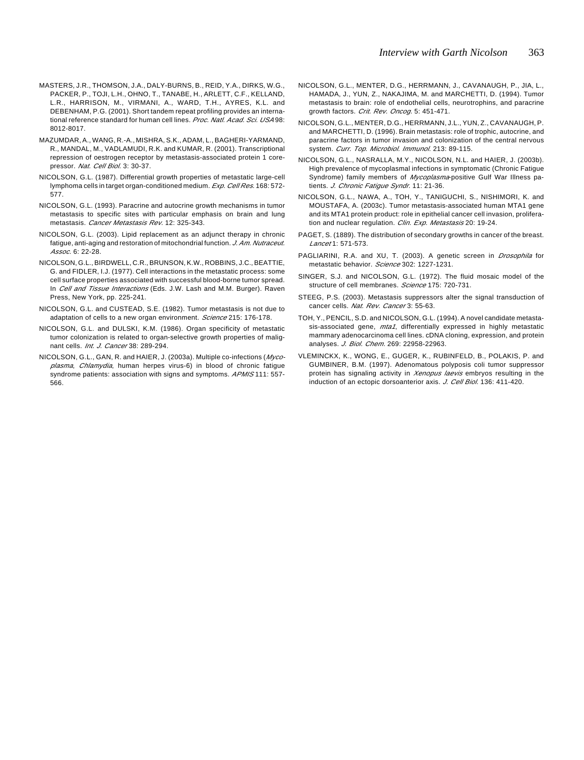MASTERS, J.R., THOMSON, J.A., DALY-BURNS, B., REID, Y.A., DIRKS, W.G., PACKER, P., TOJI, L.H., OHNO, T., TANABE, H., ARLETT, C.F., KELLAND, L.R., HARRISON, M., VIRMANI, A., WARD, T.H., AYRES, K.L. and DEBENHAM, P.G. (2001). Short tandem repeat profiling provides an international reference standard for human cell lines. *Proc. Natl. Acad. Sci. USA* 98: 8012-8017.

MAZUMDAR, A., WANG, R.-A., MISHRA, S.K., ADAM, L., BAGHERI-YARMAND, R., MANDAL, M., VADLAMUDI, R.K. and KUMAR, R. (2001). Transcriptional repression of oestrogen receptor by metastasis-associated protein 1 corepressor. *Nat. Cell Biol.* 3: 30-37.

NICOLSON, G.L. (1987). Differential growth properties of metastatic large-cell lymphoma cells in target organ-conditioned medium. *Exp. Cell Res.* 168: 572-577.

NICOLSON, G.L. (1993). Paracrine and autocrine growth mechanisms in tumor metastasis to specific sites with particular emphasis on brain and lung metastasis. *Cancer Metastasis Rev.* 12: 325-343.

NICOLSON, G.L. (2003). Lipid replacement as an adjunct therapy in chronic fatigue, anti-aging and restoration of mitochondrial function. *J. Am. Nutraceut. Assoc.* 6: 22-28.

NICOLSON, G.L., BIRDWELL, C.R., BRUNSON, K.W., ROBBINS, J.C., BEATTIE, G. and FIDLER, I.J. (1977). Cell interactions in the metastatic process: some cell surface properties associated with successful blood-borne tumor spread. In *Cell and Tissue Interactions* (Eds. J.W. Lash and M.M. Burger). Raven Press, New York, pp. 225-241.

NICOLSON, G.L. and CUSTEAD, S.E. (1982). Tumor metastasis is not due to adaptation of cells to a new organ environment. *Science* 215: 176-178.

NICOLSON, G.L. and DULSKI, K.M. (1986). Organ specificity of metastatic tumor colonization is related to organ-selective growth properties of malignant cells. *Int. J. Cancer* 38: 289-294.

NICOLSON, G.L., GAN, R. and HAIER, J. (2003a). Multiple co-infections (*Mycoplasma*, *Chlamydia*, human herpes virus-6) in blood of chronic fatigue syndrome patients: association with signs and symptoms. *APMIS* 111: 557-566.

NICOLSON, G.L., MENTER, D.G., HERRMANN, J., CAVANAUGH, P., JIA, L., HAMADA, J., YUN, Z., NAKAJIMA, M. and MARCHETTI, D. (1994). Tumor metastasis to brain: role of endothelial cells, neurotrophins, and paracrine growth factors. *Crit. Rev. Oncog.* 5: 451-471.

NICOLSON, G.L., MENTER, D.G., HERRMANN, J.L., YUN, Z., CAVANAUGH, P. and MARCHETTI, D. (1996). Brain metastasis: role of trophic, autocrine, and paracrine factors in tumor invasion and colonization of the central nervous system. *Curr. Top. Microbiol. Immunol.* 213: 89-115.

NICOLSON, G.L., NASRALLA, M.Y., NICOLSON, N.L. and HAIER, J. (2003b). High prevalence of mycoplasmal infections in symptomatic (Chronic Fatigue Syndrome) family members of *Mycoplasma*-positive Gulf War Illness patients. *J. Chronic Fatigue Syndr.* 11: 21-36.

NICOLSON, G.L., NAWA, A., TOH, Y., TANIGUCHI, S., NISHIMORI, K. and MOUSTAFA, A. (2003c). Tumor metastasis-associated human MTA1 gene and its MTA1 protein product: role in epithelial cancer cell invasion, proliferation and nuclear regulation. *Clin. Exp. Metastasis* 20: 19-24.

PAGET, S. (1889). The distribution of secondary growths in cancer of the breast. *Lancet* 1: 571-573.

PAGLIARINI, R.A. and XU, T. (2003). A genetic screen in *Drosophila* for metastatic behavior. *Science* 302: 1227-1231.

SINGER, S.J. and NICOLSON, G.L. (1972). The fluid mosaic model of the structure of cell membranes. *Science* 175: 720-731.

STEEG, P.S. (2003). Metastasis suppressors alter the signal transduction of cancer cells. *Nat. Rev. Cancer* 3: 55-63.

TOH, Y., PENCIL, S.D. and NICOLSON, G.L. (1994). A novel candidate metastasis-associated gene, *mta1*, differentially expressed in highly metastatic mammary adenocarcinoma cell lines. cDNA cloning, expression, and protein analyses. *J. Biol. Chem.* 269: 22958-22963.

VLEMINCKX, K., WONG, E., GUGER, K., RUBINFELD, B., POLAKIS, P. and GUMBINER, B.M. (1997). Adenomatous polyposis coli tumor suppressor protein has signaling activity in *Xenopus laevis* embryos resulting in the induction of an ectopic dorsoanterior axis. *J. Cell Biol.* 136: 411-420.